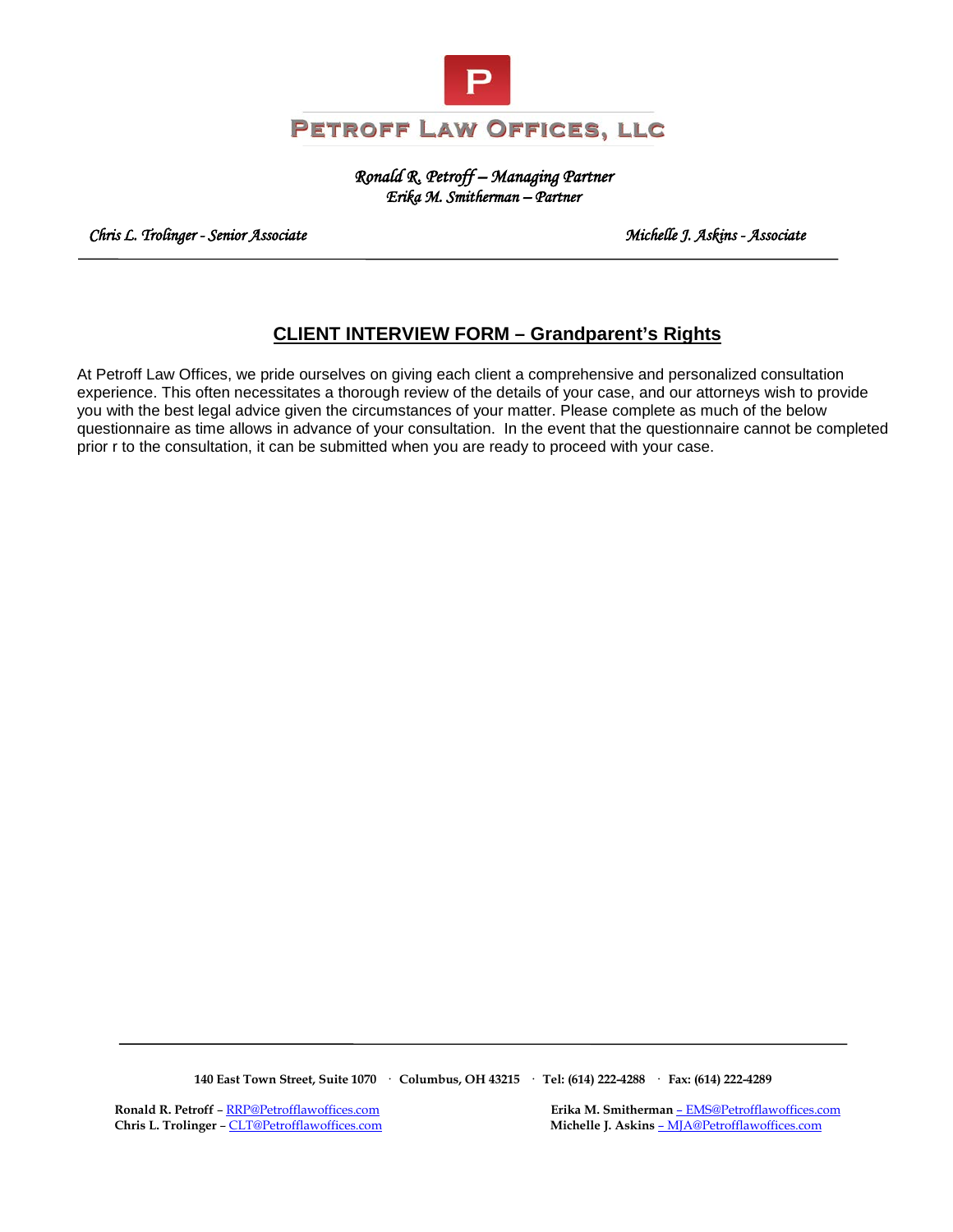# PETROFF LAW OFFICES, LLC

*Ronald R. Petroff – Managing Partner*
*Erika M. Smitherman – Partner*

*Chris L. Trolinger - Senior Associate* | *Michelle J. Askins - Associate*

---

## CLIENT INTERVIEW FORM – Grandparent's Rights

At Petroff Law Offices, we pride ourselves on giving each client a comprehensive and personalized consultation experience. This often necessitates a thorough review of the details of your case, and our attorneys wish to provide you with the best legal advice given the circumstances of your matter. Please complete as much of the below questionnaire as time allows in advance of your consultation. In the event that the questionnaire cannot be completed prior r to the consultation, it can be submitted when you are ready to proceed with your case.

---

**140 East Town Street, Suite 1070 · Columbus, OH 43215 · Tel: (614) 222-4288 · Fax: (614) 222-4289**

**Ronald R. Petroff** – RRP@Petrofflawoffices.com
**Chris L. Trolinger** – CLT@Petrofflawoffices.com
**Erika M. Smitherman** – EMS@Petrofflawoffices.com
**Michelle J. Askins** – MJA@Petrofflawoffices.com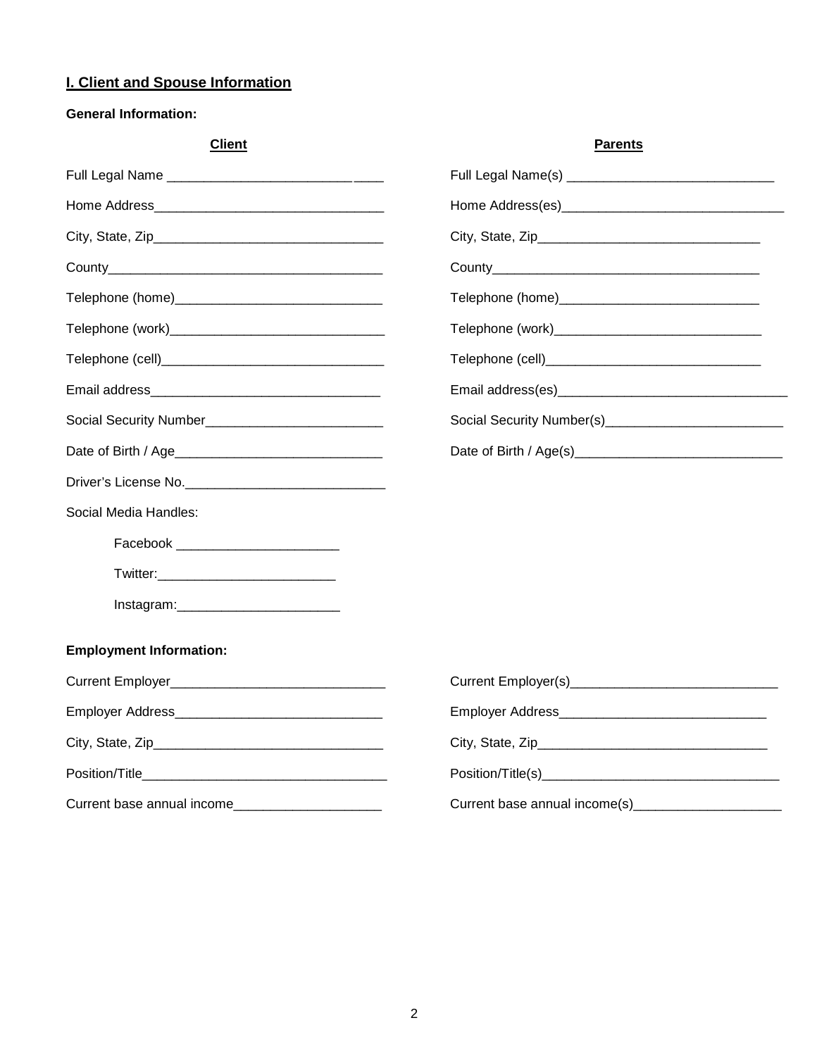## I. Client and Spouse Information

**General Information:**

| **Client** | **Parents** |
|---|---|
| Full Legal Name ______________________________ | Full Legal Name(s) ____________________________ |
| Home Address_______________________________ | Home Address(es)______________________________ |
| City, State, Zip_______________________________ | City, State, Zip______________________________ |
| County_____________________________________ | County____________________________________ |
| Telephone (home)____________________________ | Telephone (home)___________________________ |
| Telephone (work)_____________________________ | Telephone (work)____________________________ |
| Telephone (cell)______________________________ | Telephone (cell)_____________________________ |
| Email address_______________________________ | Email address(es)________________________________ |
| Social Security Number________________________ | Social Security Number(s)________________________ |
| Date of Birth / Age____________________________ | Date of Birth / Age(s)____________________________ |
| Driver's License No.___________________________ | |

Social Media Handles:

Facebook ______________________

Twitter:________________________

Instagram:______________________

**Employment Information:**

| | |
|---|---|
| Current Employer_____________________________ | Current Employer(s)____________________________ |
| Employer Address____________________________ | Employer Address____________________________ |
| City, State, Zip_______________________________ | City, State, Zip_______________________________ |
| Position/Title_________________________________ | Position/Title(s)________________________________ |
| Current base annual income____________________ | Current base annual income(s)____________________ |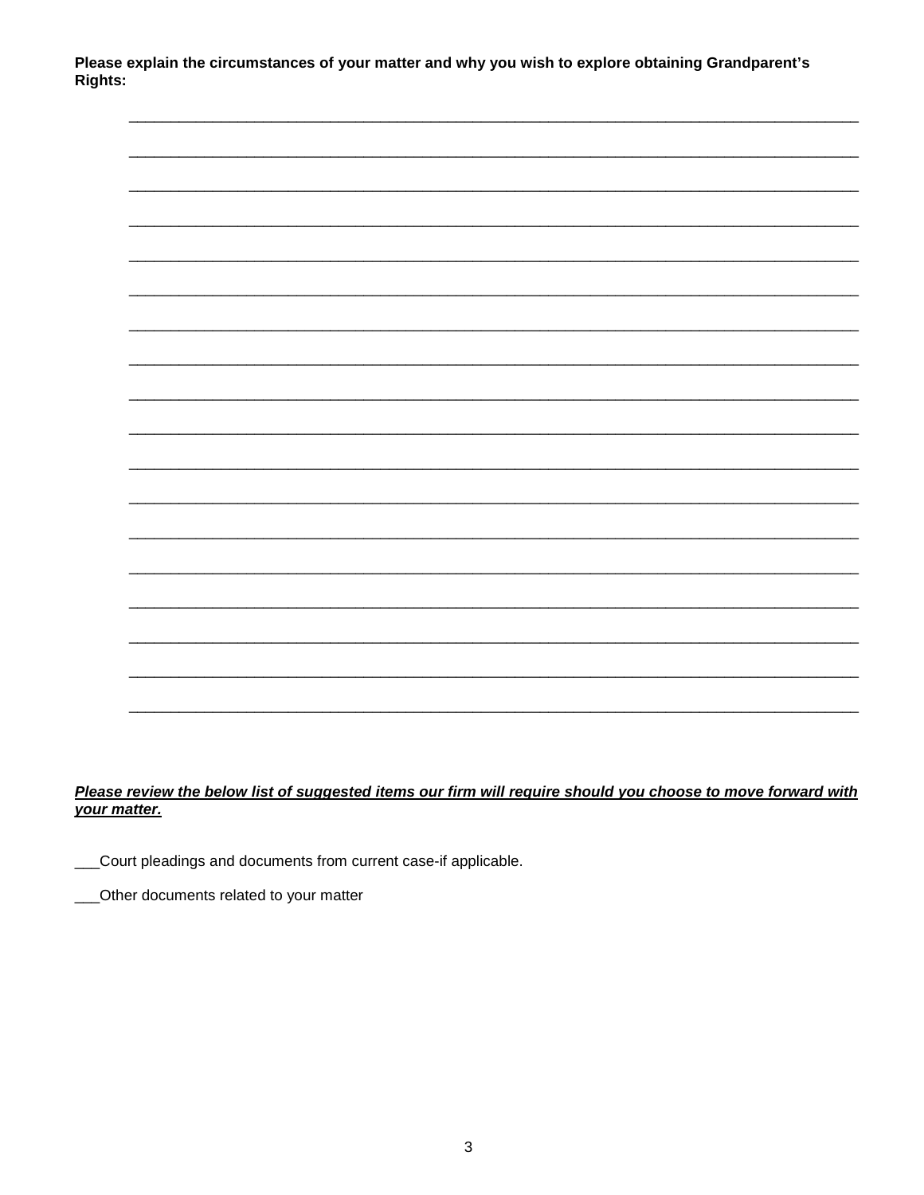**Please explain the circumstances of your matter and why you wish to explore obtaining Grandparent's Rights:**

______________________________________________________________________________________

______________________________________________________________________________________

______________________________________________________________________________________

______________________________________________________________________________________

______________________________________________________________________________________

______________________________________________________________________________________

______________________________________________________________________________________

______________________________________________________________________________________

______________________________________________________________________________________

______________________________________________________________________________________

______________________________________________________________________________________

______________________________________________________________________________________

______________________________________________________________________________________

______________________________________________________________________________________

______________________________________________________________________________________

______________________________________________________________________________________

______________________________________________________________________________________

______________________________________________________________________________________

***Please review the below list of suggested items our firm will require should you choose to move forward with your matter.***

___Court pleadings and documents from current case-if applicable.

___Other documents related to your matter